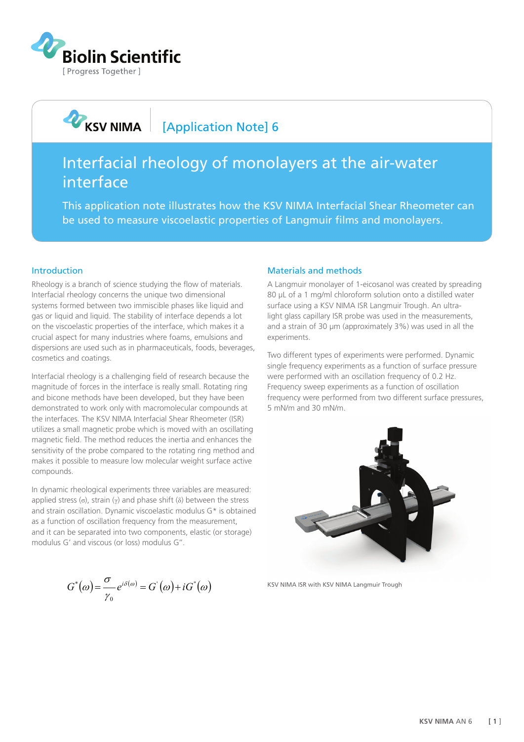Biolin Scientific

[ Progress Together ]

KSV NIMA [Application Note] 6

# Interfacial rheology of monolayers at the air-water interface

This application note illustrates how the KSV NIMA Interfacial Shear Rheometer can be used to measure viscoelastic properties of Langmuir films and monolayers.

## Introduction

Rheology is a branch of science studying the flow of materials. Interfacial rheology concerns the unique two dimensional systems formed between two immiscible phases like liquid and gas or liquid and liquid. The stability of interface depends a lot on the viscoelastic properties of the interface, which makes it a crucial aspect for many industries where foams, emulsions and dispersions are used such as in pharmaceuticals, foods, beverages, cosmetics and coatings.

Interfacial rheology is a challenging field of research because the magnitude of forces in the interface is really small. Rotating ring and bicone methods have been developed, but they have been demonstrated to work only with macromolecular compounds at the interfaces. The KSV NIMA Interfacial Shear Rheometer (ISR) utilizes a small magnetic probe which is moved with an oscillating magnetic field. The method reduces the inertia and enhances the sensitivity of the probe compared to the rotating ring method and makes it possible to measure low molecular weight surface active compounds.

In dynamic rheological experiments three variables are measured: applied stress ($\sigma$), strain ($\gamma$) and phase shift ($\delta$) between the stress and strain oscillation. Dynamic viscoelastic modulus G* is obtained as a function of oscillation frequency from the measurement, and it can be separated into two components, elastic (or storage) modulus G' and viscous (or loss) modulus G''.

$$G^*(\omega) = \frac{\sigma}{\gamma_0} e^{i\delta(\omega)} = G'(\omega) + iG''(\omega)$$

## Materials and methods

A Langmuir monolayer of 1-eicosanol was created by spreading 80 µL of a 1 mg/ml chloroform solution onto a distilled water surface using a KSV NIMA ISR Langmuir Trough. An ultra-light glass capillary ISR probe was used in the measurements, and a strain of 30 µm (approximately 3%) was used in all the experiments.

Two different types of experiments were performed. Dynamic single frequency experiments as a function of surface pressure were performed with an oscillation frequency of 0.2 Hz. Frequency sweep experiments as a function of oscillation frequency were performed from two different surface pressures, 5 mN/m and 30 mN/m.

KSV NIMA ISR with KSV NIMA Langmuir Trough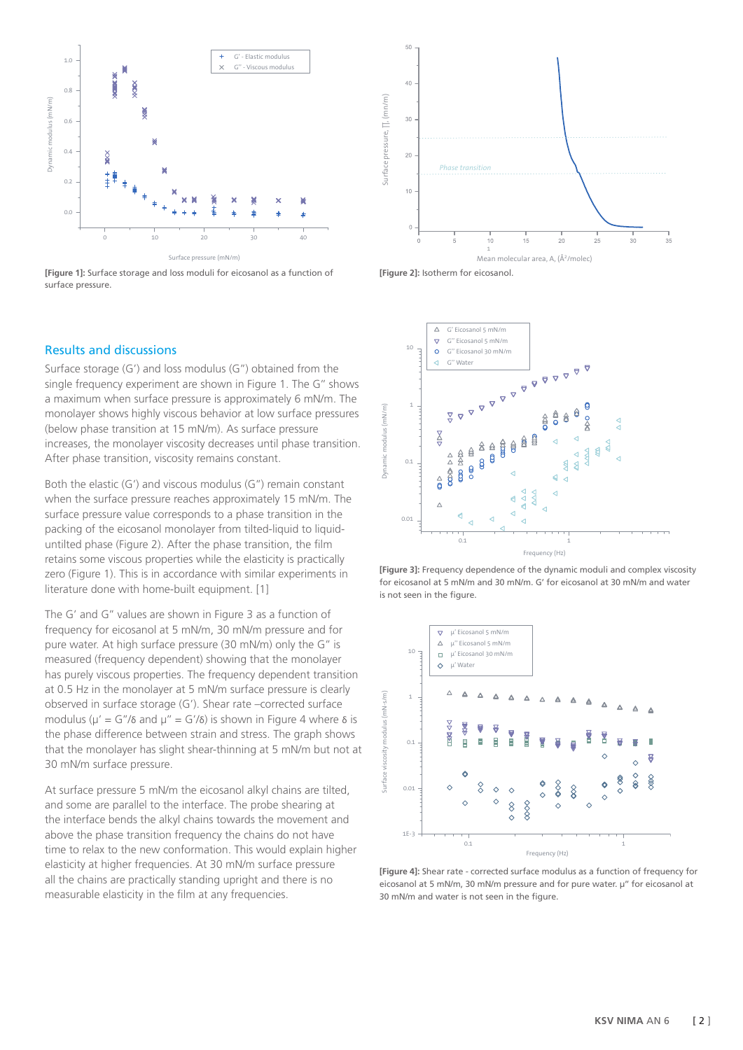[Figure 1]: Surface storage and loss moduli for eicosanol as a function of surface pressure.

[Figure 2]: Isotherm for eicosanol.

## Results and discussions

Surface storage (G') and loss modulus (G") obtained from the single frequency experiment are shown in Figure 1. The G" shows a maximum when surface pressure is approximately 6 mN/m. The monolayer shows highly viscous behavior at low surface pressures (below phase transition at 15 mN/m). As surface pressure increases, the monolayer viscosity decreases until phase transition. After phase transition, viscosity remains constant.

Both the elastic (G') and viscous modulus (G") remain constant when the surface pressure reaches approximately 15 mN/m. The surface pressure value corresponds to a phase transition in the packing of the eicosanol monolayer from tilted-liquid to liquid-untilted phase (Figure 2). After the phase transition, the film retains some viscous properties while the elasticity is practically zero (Figure 1). This is in accordance with similar experiments in literature done with home-built equipment. [1]

The G' and G" values are shown in Figure 3 as a function of frequency for eicosanol at 5 mN/m, 30 mN/m pressure and for pure water. At high surface pressure (30 mN/m) only the G" is measured (frequency dependent) showing that the monolayer has purely viscous properties. The frequency dependent transition at 0.5 Hz in the monolayer at 5 mN/m surface pressure is clearly observed in surface storage (G'). Shear rate –corrected surface modulus ($\mu' = G''/\delta$ and $\mu'' = G'/\delta$) is shown in Figure 4 where $\delta$ is the phase difference between strain and stress. The graph shows that the monolayer has slight shear-thinning at 5 mN/m but not at 30 mN/m surface pressure.

At surface pressure 5 mN/m the eicosanol alkyl chains are tilted, and some are parallel to the interface. The probe shearing at the interface bends the alkyl chains towards the movement and above the phase transition frequency the chains do not have time to relax to the new conformation. This would explain higher elasticity at higher frequencies. At 30 mN/m surface pressure all the chains are practically standing upright and there is no measurable elasticity in the film at any frequencies.

[Figure 3]: Frequency dependence of the dynamic moduli and complex viscosity for eicosanol at 5 mN/m and 30 mN/m. G' for eicosanol at 30 mN/m and water is not seen in the figure.

[Figure 4]: Shear rate - corrected surface modulus as a function of frequency for eicosanol at 5 mN/m, 30 mN/m pressure and for pure water. μ" for eicosanol at 30 mN/m and water is not seen in the figure.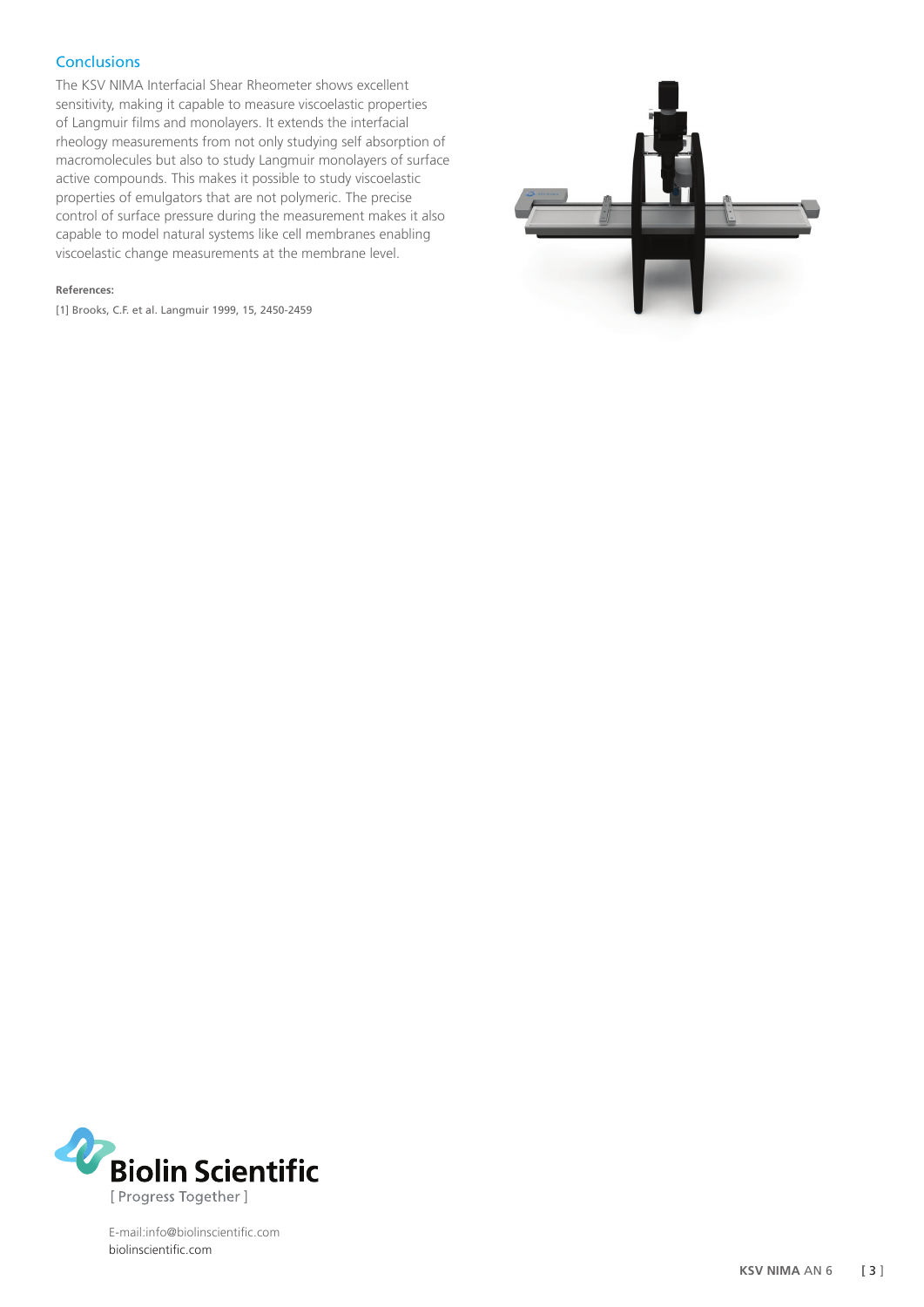## Conclusions

The KSV NIMA Interfacial Shear Rheometer shows excellent sensitivity, making it capable to measure viscoelastic properties of Langmuir films and monolayers. It extends the interfacial rheology measurements from not only studying self absorption of macromolecules but also to study Langmuir monolayers of surface active compounds. This makes it possible to study viscoelastic properties of emulgators that are not polymeric. The precise control of surface pressure during the measurement makes it also capable to model natural systems like cell membranes enabling viscoelastic change measurements at the membrane level.

**References:**

[1] Brooks, C.F. et al. Langmuir 1999, 15, 2450-2459

Biolin Scientific

[ Progress Together ]

E-mail:info@biolinscientific.com

biolinscientific.com